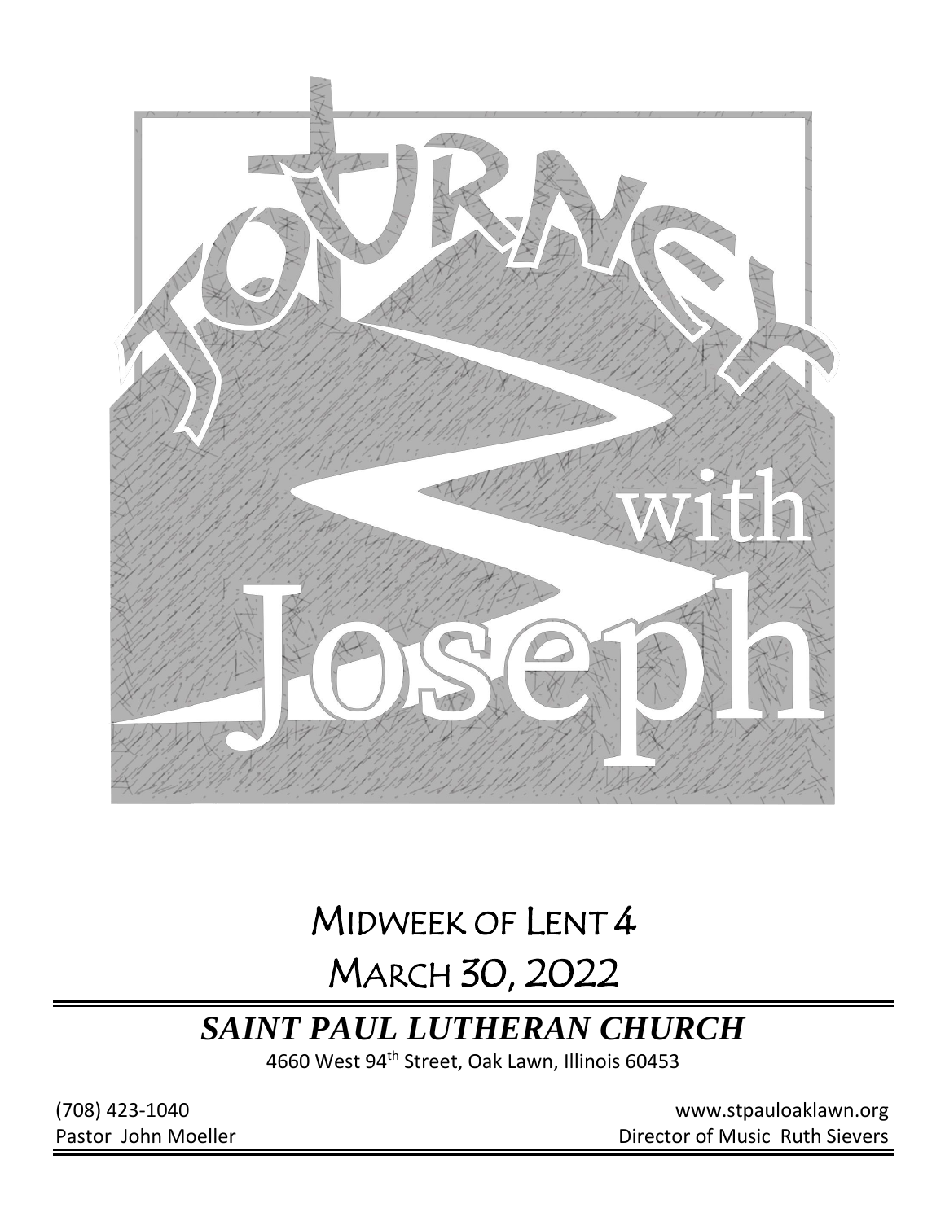# Journey with Joseph

## Midweek of Lent 4

## March 30, 2022

***SAINT PAUL LUTHERAN CHURCH***

4660 West 94th Street, Oak Lawn, Illinois 60453

(708) 423-1040 www.stpauloaklawn.org

Pastor John Moeller Director of Music Ruth Sievers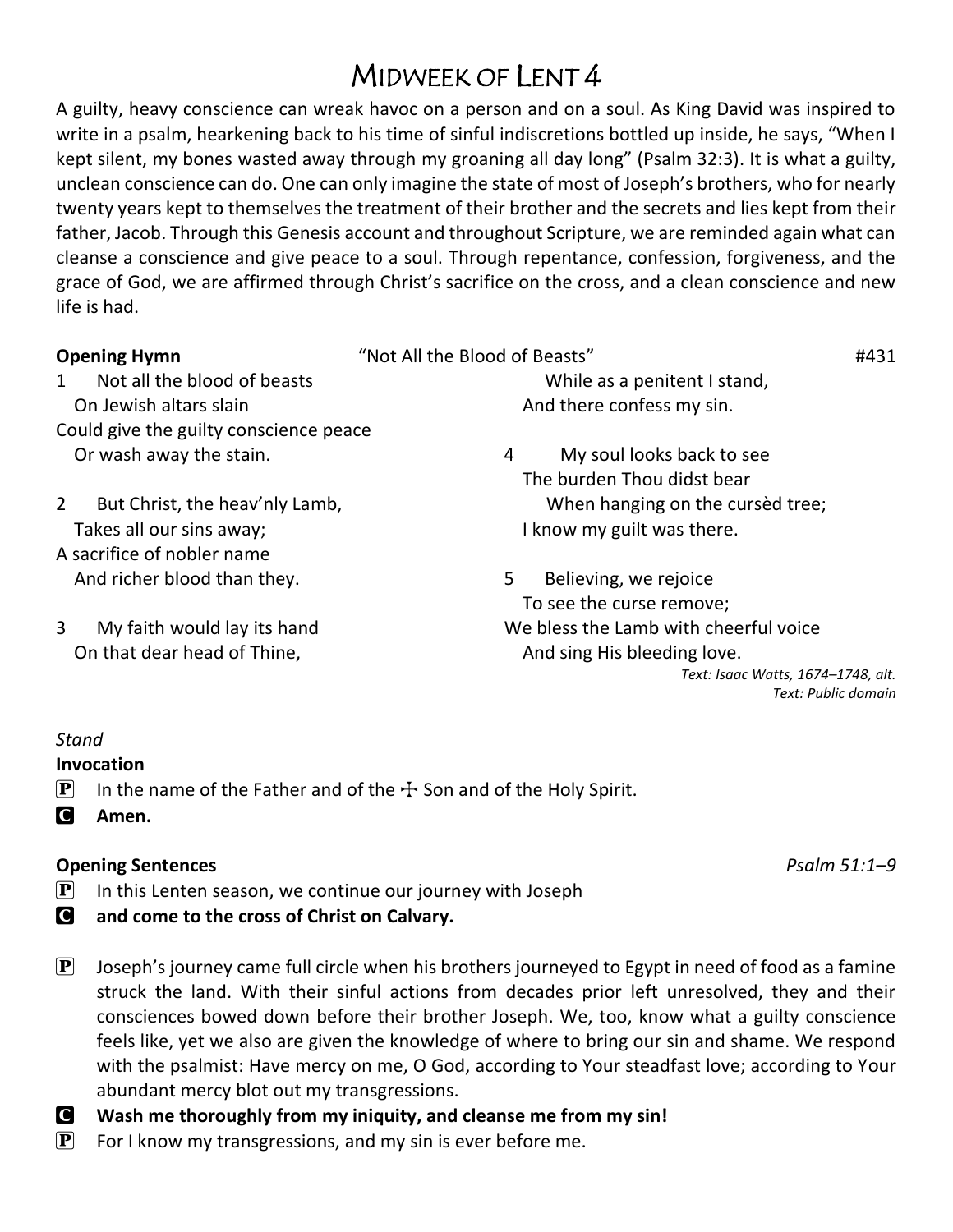# Midweek of Lent 4

A guilty, heavy conscience can wreak havoc on a person and on a soul. As King David was inspired to write in a psalm, hearkening back to his time of sinful indiscretions bottled up inside, he says, "When I kept silent, my bones wasted away through my groaning all day long" (Psalm 32:3). It is what a guilty, unclean conscience can do. One can only imagine the state of most of Joseph's brothers, who for nearly twenty years kept to themselves the treatment of their brother and the secrets and lies kept from their father, Jacob. Through this Genesis account and throughout Scripture, we are reminded again what can cleanse a conscience and give peace to a soul. Through repentance, confession, forgiveness, and the grace of God, we are affirmed through Christ's sacrifice on the cross, and a clean conscience and new life is had.

**Opening Hymn** "Not All the Blood of Beasts" #431

1 Not all the blood of beasts
On Jewish altars slain
Could give the guilty conscience peace
Or wash away the stain.

2 But Christ, the heav'nly Lamb,
Takes all our sins away;
A sacrifice of nobler name
And richer blood than they.

3 My faith would lay its hand
On that dear head of Thine,
While as a penitent I stand,
And there confess my sin.

4 My soul looks back to see
The burden Thou didst bear
When hanging on the cursèd tree;
I know my guilt was there.

5 Believing, we rejoice
To see the curse remove;
We bless the Lamb with cheerful voice
And sing His bleeding love.

*Text: Isaac Watts, 1674–1748, alt.*
*Text: Public domain*

*Stand*

**Invocation**

P In the name of the Father and of the ☩ Son and of the Holy Spirit.

C **Amen.**

**Opening Sentences** *Psalm 51:1–9*

P In this Lenten season, we continue our journey with Joseph

C **and come to the cross of Christ on Calvary.**

P Joseph's journey came full circle when his brothers journeyed to Egypt in need of food as a famine struck the land. With their sinful actions from decades prior left unresolved, they and their consciences bowed down before their brother Joseph. We, too, know what a guilty conscience feels like, yet we also are given the knowledge of where to bring our sin and shame. We respond with the psalmist: Have mercy on me, O God, according to Your steadfast love; according to Your abundant mercy blot out my transgressions.

C **Wash me thoroughly from my iniquity, and cleanse me from my sin!**

P For I know my transgressions, and my sin is ever before me.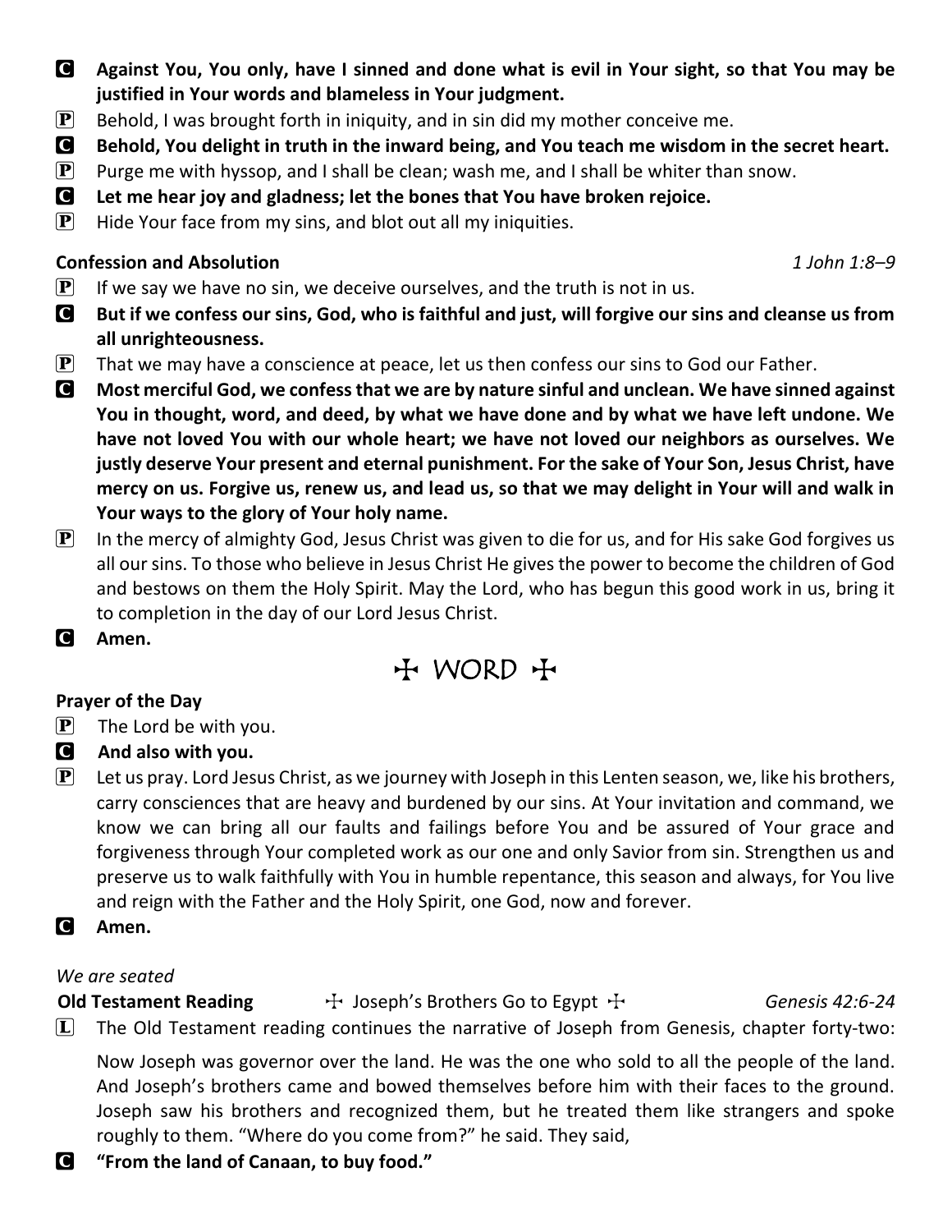**C** **Against You, You only, have I sinned and done what is evil in Your sight, so that You may be justified in Your words and blameless in Your judgment.**

**P** Behold, I was brought forth in iniquity, and in sin did my mother conceive me.

**C** **Behold, You delight in truth in the inward being, and You teach me wisdom in the secret heart.**

**P** Purge me with hyssop, and I shall be clean; wash me, and I shall be whiter than snow.

**C** **Let me hear joy and gladness; let the bones that You have broken rejoice.**

**P** Hide Your face from my sins, and blot out all my iniquities.

**Confession and Absolution** *1 John 1:8–9*

**P** If we say we have no sin, we deceive ourselves, and the truth is not in us.

**C** **But if we confess our sins, God, who is faithful and just, will forgive our sins and cleanse us from all unrighteousness.**

**P** That we may have a conscience at peace, let us then confess our sins to God our Father.

**C** **Most merciful God, we confess that we are by nature sinful and unclean. We have sinned against You in thought, word, and deed, by what we have done and by what we have left undone. We have not loved You with our whole heart; we have not loved our neighbors as ourselves. We justly deserve Your present and eternal punishment. For the sake of Your Son, Jesus Christ, have mercy on us. Forgive us, renew us, and lead us, so that we may delight in Your will and walk in Your ways to the glory of Your holy name.**

**P** In the mercy of almighty God, Jesus Christ was given to die for us, and for His sake God forgives us all our sins. To those who believe in Jesus Christ He gives the power to become the children of God and bestows on them the Holy Spirit. May the Lord, who has begun this good work in us, bring it to completion in the day of our Lord Jesus Christ.

**C** **Amen.**

## ☩ WORD ☩

**Prayer of the Day**

**P** The Lord be with you.

**C** **And also with you.**

**P** Let us pray. Lord Jesus Christ, as we journey with Joseph in this Lenten season, we, like his brothers, carry consciences that are heavy and burdened by our sins. At Your invitation and command, we know we can bring all our faults and failings before You and be assured of Your grace and forgiveness through Your completed work as our one and only Savior from sin. Strengthen us and preserve us to walk faithfully with You in humble repentance, this season and always, for You live and reign with the Father and the Holy Spirit, one God, now and forever.

**C** **Amen.**

*We are seated*

**Old Testament Reading** ☩ Joseph's Brothers Go to Egypt ☩ *Genesis 42:6-24*

**L** The Old Testament reading continues the narrative of Joseph from Genesis, chapter forty-two:

Now Joseph was governor over the land. He was the one who sold to all the people of the land. And Joseph's brothers came and bowed themselves before him with their faces to the ground. Joseph saw his brothers and recognized them, but he treated them like strangers and spoke roughly to them. "Where do you come from?" he said. They said,

**C** **"From the land of Canaan, to buy food."**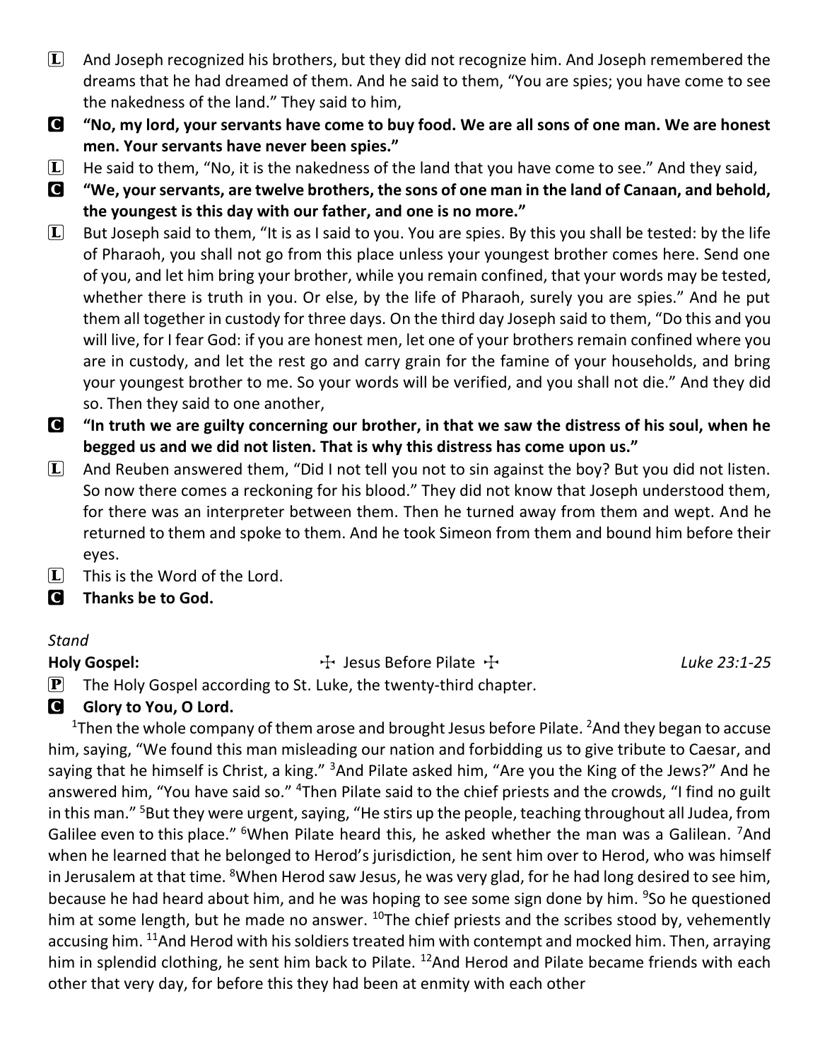L And Joseph recognized his brothers, but they did not recognize him. And Joseph remembered the dreams that he had dreamed of them. And he said to them, “You are spies; you have come to see the nakedness of the land.” They said to him,

**C “No, my lord, your servants have come to buy food. We are all sons of one man. We are honest men. Your servants have never been spies.”**

L He said to them, “No, it is the nakedness of the land that you have come to see.” And they said,

**C “We, your servants, are twelve brothers, the sons of one man in the land of Canaan, and behold, the youngest is this day with our father, and one is no more.”**

L But Joseph said to them, “It is as I said to you. You are spies. By this you shall be tested: by the life of Pharaoh, you shall not go from this place unless your youngest brother comes here. Send one of you, and let him bring your brother, while you remain confined, that your words may be tested, whether there is truth in you. Or else, by the life of Pharaoh, surely you are spies.” And he put them all together in custody for three days. On the third day Joseph said to them, “Do this and you will live, for I fear God: if you are honest men, let one of your brothers remain confined where you are in custody, and let the rest go and carry grain for the famine of your households, and bring your youngest brother to me. So your words will be verified, and you shall not die.” And they did so. Then they said to one another,

**C “In truth we are guilty concerning our brother, in that we saw the distress of his soul, when he begged us and we did not listen. That is why this distress has come upon us.”**

L And Reuben answered them, “Did I not tell you not to sin against the boy? But you did not listen. So now there comes a reckoning for his blood.” They did not know that Joseph understood them, for there was an interpreter between them. Then he turned away from them and wept. And he returned to them and spoke to them. And he took Simeon from them and bound him before their eyes.

L This is the Word of the Lord.

**C Thanks be to God.**

*Stand*

**Holy Gospel:** ☩ Jesus Before Pilate ☩ *Luke 23:1-25*

P The Holy Gospel according to St. Luke, the twenty-third chapter.

**C Glory to You, O Lord.**

1Then the whole company of them arose and brought Jesus before Pilate. 2And they began to accuse him, saying, “We found this man misleading our nation and forbidding us to give tribute to Caesar, and saying that he himself is Christ, a king.” 3And Pilate asked him, “Are you the King of the Jews?” And he answered him, “You have said so.” 4Then Pilate said to the chief priests and the crowds, “I find no guilt in this man.” 5But they were urgent, saying, “He stirs up the people, teaching throughout all Judea, from Galilee even to this place.” 6When Pilate heard this, he asked whether the man was a Galilean. 7And when he learned that he belonged to Herod’s jurisdiction, he sent him over to Herod, who was himself in Jerusalem at that time. 8When Herod saw Jesus, he was very glad, for he had long desired to see him, because he had heard about him, and he was hoping to see some sign done by him. 9So he questioned him at some length, but he made no answer. 10The chief priests and the scribes stood by, vehemently accusing him. 11And Herod with his soldiers treated him with contempt and mocked him. Then, arraying him in splendid clothing, he sent him back to Pilate. 12And Herod and Pilate became friends with each other that very day, for before this they had been at enmity with each other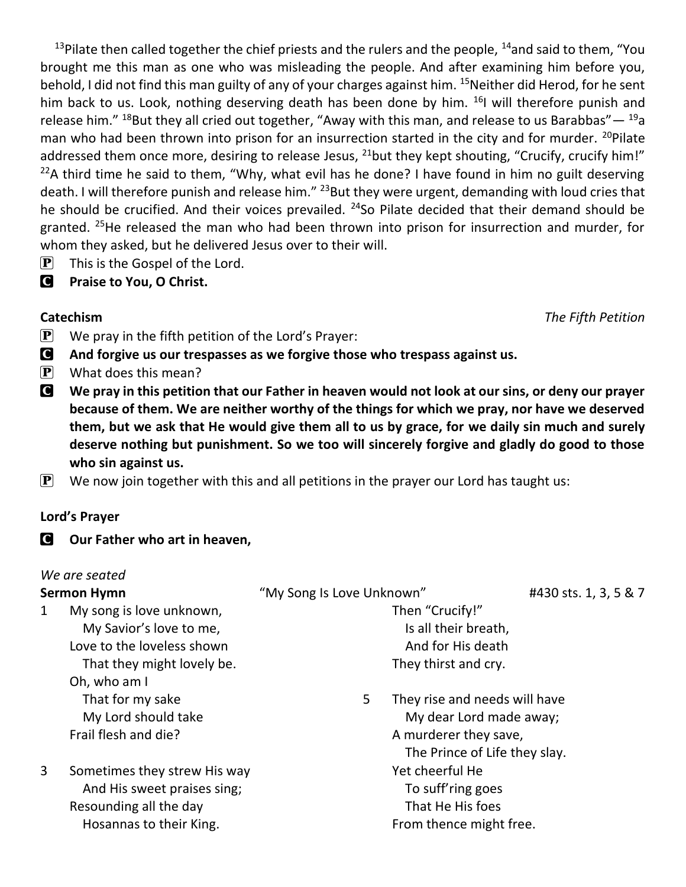[13]Pilate then called together the chief priests and the rulers and the people, [14]and said to them, "You brought me this man as one who was misleading the people. And after examining him before you, behold, I did not find this man guilty of any of your charges against him. [15]Neither did Herod, for he sent him back to us. Look, nothing deserving death has been done by him. [16]I will therefore punish and release him." [18]But they all cried out together, "Away with this man, and release to us Barabbas"— [19]a man who had been thrown into prison for an insurrection started in the city and for murder. [20]Pilate addressed them once more, desiring to release Jesus, [21]but they kept shouting, "Crucify, crucify him!" [22]A third time he said to them, "Why, what evil has he done? I have found in him no guilt deserving death. I will therefore punish and release him." [23]But they were urgent, demanding with loud cries that he should be crucified. And their voices prevailed. [24]So Pilate decided that their demand should be granted. [25]He released the man who had been thrown into prison for insurrection and murder, for whom they asked, but he delivered Jesus over to their will.

P This is the Gospel of the Lord.

C **Praise to You, O Christ.**

**Catechism** *The Fifth Petition*

P We pray in the fifth petition of the Lord's Prayer:

C **And forgive us our trespasses as we forgive those who trespass against us.**

P What does this mean?

C **We pray in this petition that our Father in heaven would not look at our sins, or deny our prayer because of them. We are neither worthy of the things for which we pray, nor have we deserved them, but we ask that He would give them all to us by grace, for we daily sin much and surely deserve nothing but punishment. So we too will sincerely forgive and gladly do good to those who sin against us.**

P We now join together with this and all petitions in the prayer our Lord has taught us:

**Lord's Prayer**

C **Our Father who art in heaven,**

*We are seated*

**Sermon Hymn** "My Song Is Love Unknown" #430 sts. 1, 3, 5 & 7

1 My song is love unknown,
My Savior's love to me,
Love to the loveless shown
That they might lovely be.
Oh, who am I
That for my sake
My Lord should take
Frail flesh and die?

3 Sometimes they strew His way
And His sweet praises sing;
Resounding all the day
Hosannas to their King.
Then "Crucify!"
Is all their breath,
And for His death
They thirst and cry.

5 They rise and needs will have
My dear Lord made away;
A murderer they save,
The Prince of Life they slay.
Yet cheerful He
To suff'ring goes
That He His foes
From thence might free.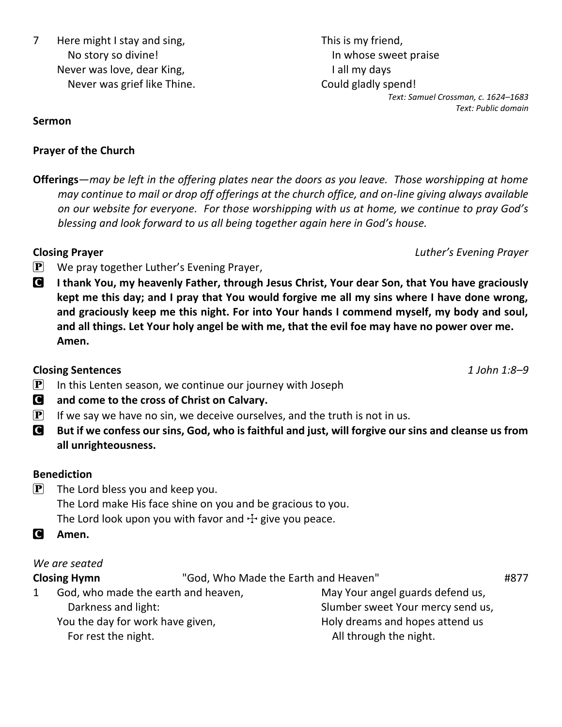7 Here might I stay and sing,
  No story so divine!
Never was love, dear King,
  Never was grief like Thine.
This is my friend,
  In whose sweet praise
  I all my days
Could gladly spend!

*Text: Samuel Crossman, c. 1624–1683*
*Text: Public domain*

**Sermon**

**Prayer of the Church**

**Offerings**—*may be left in the offering plates near the doors as you leave. Those worshipping at home may continue to mail or drop off offerings at the church office, and on-line giving always available on our website for everyone. For those worshipping with us at home, we continue to pray God's blessing and look forward to us all being together again here in God's house.*

**Closing Prayer** *Luther's Evening Prayer*

P We pray together Luther's Evening Prayer,

C **I thank You, my heavenly Father, through Jesus Christ, Your dear Son, that You have graciously kept me this day; and I pray that You would forgive me all my sins where I have done wrong, and graciously keep me this night. For into Your hands I commend myself, my body and soul, and all things. Let Your holy angel be with me, that the evil foe may have no power over me. Amen.**

**Closing Sentences** *1 John 1:8–9*

P In this Lenten season, we continue our journey with Joseph

C **and come to the cross of Christ on Calvary.**

P If we say we have no sin, we deceive ourselves, and the truth is not in us.

C **But if we confess our sins, God, who is faithful and just, will forgive our sins and cleanse us from all unrighteousness.**

**Benediction**

P The Lord bless you and keep you.
The Lord make His face shine on you and be gracious to you.
The Lord look upon you with favor and ☩ give you peace.

C **Amen.**

*We are seated*

**Closing Hymn** "God, Who Made the Earth and Heaven" #877

1 God, who made the earth and heaven,
  Darkness and light:
You the day for work have given,
  For rest the night.
May Your angel guards defend us,
Slumber sweet Your mercy send us,
Holy dreams and hopes attend us
  All through the night.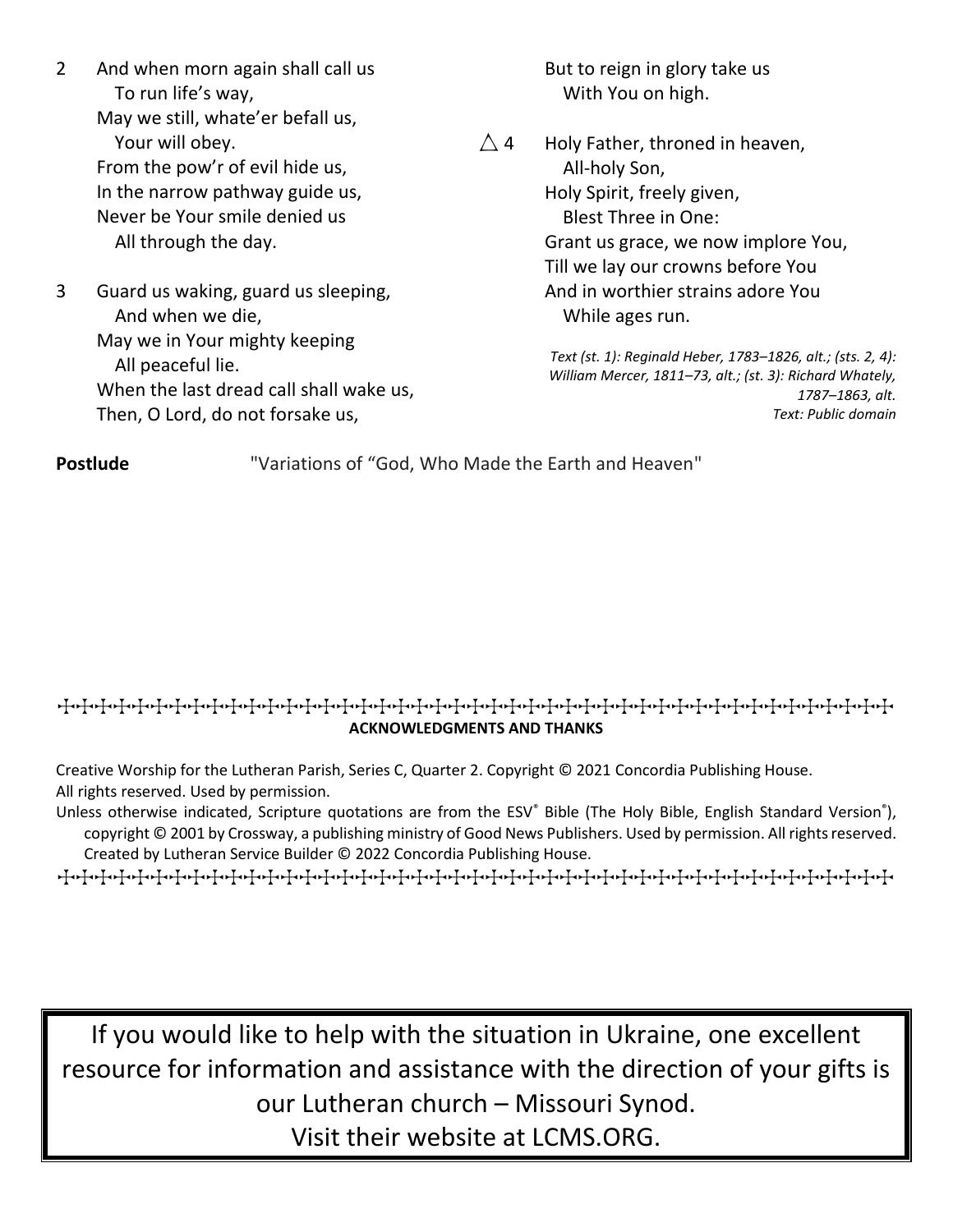2 And when morn again shall call us
  To run life's way,
May we still, whate'er befall us,
  Your will obey.
From the pow'r of evil hide us,
In the narrow pathway guide us,
Never be Your smile denied us
  All through the day.

3 Guard us waking, guard us sleeping,
  And when we die,
May we in Your mighty keeping
  All peaceful lie.
When the last dread call shall wake us,
Then, O Lord, do not forsake us,
But to reign in glory take us
  With You on high.

△ 4 Holy Father, throned in heaven,
  All-holy Son,
Holy Spirit, freely given,
  Blest Three in One:
Grant us grace, we now implore You,
Till we lay our crowns before You
And in worthier strains adore You
  While ages run.

*Text (st. 1): Reginald Heber, 1783–1826, alt.; (sts. 2, 4): William Mercer, 1811–73, alt.; (st. 3): Richard Whately, 1787–1863, alt.*
*Text: Public domain*

**Postlude** "Variations of "God, Who Made the Earth and Heaven"

**ACKNOWLEDGMENTS AND THANKS**

Creative Worship for the Lutheran Parish, Series C, Quarter 2. Copyright © 2021 Concordia Publishing House. All rights reserved. Used by permission.

Unless otherwise indicated, Scripture quotations are from the ESV® Bible (The Holy Bible, English Standard Version®), copyright © 2001 by Crossway, a publishing ministry of Good News Publishers. Used by permission. All rights reserved. Created by Lutheran Service Builder © 2022 Concordia Publishing House.

If you would like to help with the situation in Ukraine, one excellent resource for information and assistance with the direction of your gifts is our Lutheran church – Missouri Synod.
Visit their website at LCMS.ORG.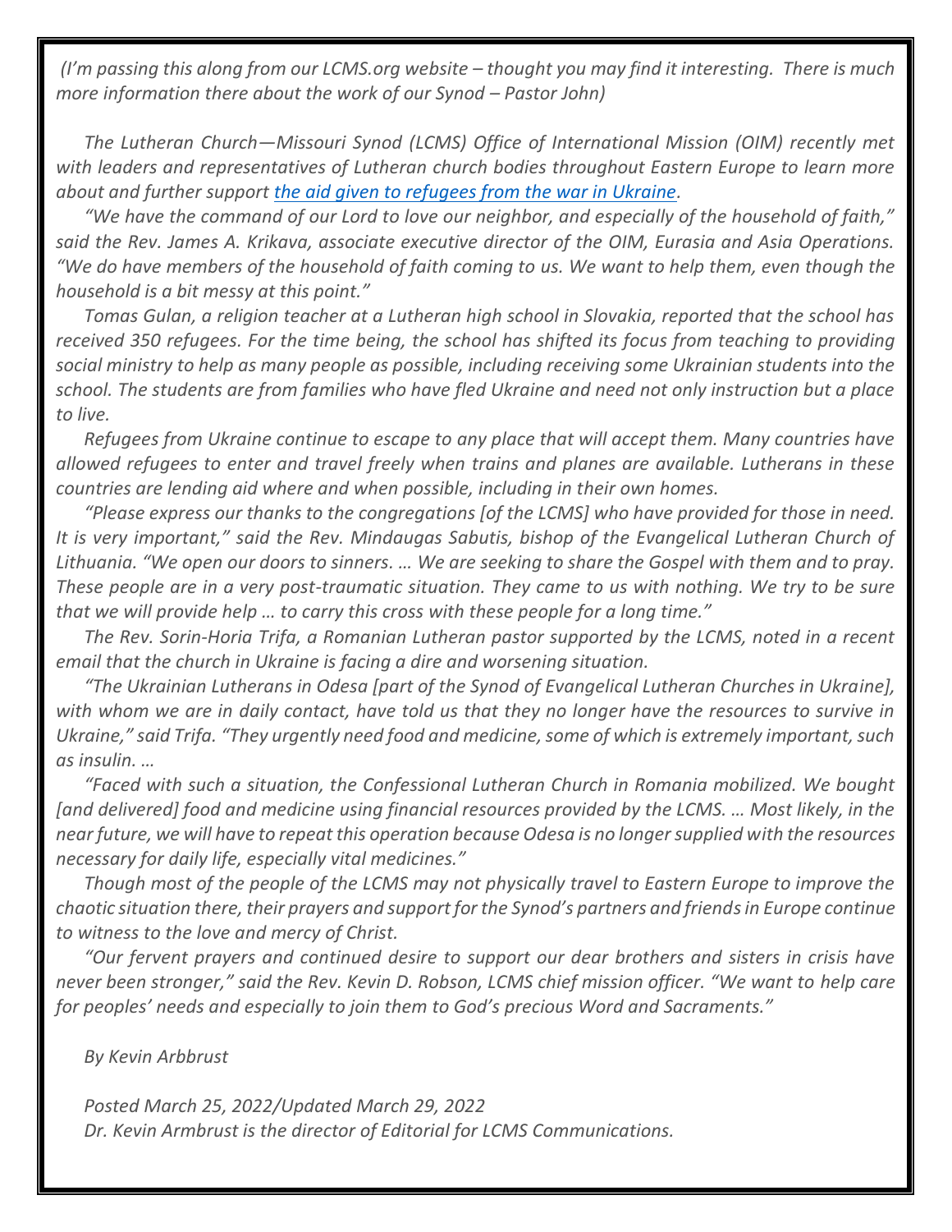*(I'm passing this along from our LCMS.org website – thought you may find it interesting. There is much more information there about the work of our Synod – Pastor John)*

*The Lutheran Church—Missouri Synod (LCMS) Office of International Mission (OIM) recently met with leaders and representatives of Lutheran church bodies throughout Eastern Europe to learn more about and further support [the aid given to refugees from the war in Ukraine](#).*

*"We have the command of our Lord to love our neighbor, and especially of the household of faith," said the Rev. James A. Krikava, associate executive director of the OIM, Eurasia and Asia Operations. "We do have members of the household of faith coming to us. We want to help them, even though the household is a bit messy at this point."*

*Tomas Gulan, a religion teacher at a Lutheran high school in Slovakia, reported that the school has received 350 refugees. For the time being, the school has shifted its focus from teaching to providing social ministry to help as many people as possible, including receiving some Ukrainian students into the school. The students are from families who have fled Ukraine and need not only instruction but a place to live.*

*Refugees from Ukraine continue to escape to any place that will accept them. Many countries have allowed refugees to enter and travel freely when trains and planes are available. Lutherans in these countries are lending aid where and when possible, including in their own homes.*

*"Please express our thanks to the congregations [of the LCMS] who have provided for those in need. It is very important," said the Rev. Mindaugas Sabutis, bishop of the Evangelical Lutheran Church of Lithuania. "We open our doors to sinners. … We are seeking to share the Gospel with them and to pray. These people are in a very post-traumatic situation. They came to us with nothing. We try to be sure that we will provide help … to carry this cross with these people for a long time."*

*The Rev. Sorin-Horia Trifa, a Romanian Lutheran pastor supported by the LCMS, noted in a recent email that the church in Ukraine is facing a dire and worsening situation.*

*"The Ukrainian Lutherans in Odesa [part of the Synod of Evangelical Lutheran Churches in Ukraine], with whom we are in daily contact, have told us that they no longer have the resources to survive in Ukraine," said Trifa. "They urgently need food and medicine, some of which is extremely important, such as insulin. …*

*"Faced with such a situation, the Confessional Lutheran Church in Romania mobilized. We bought [and delivered] food and medicine using financial resources provided by the LCMS. … Most likely, in the near future, we will have to repeat this operation because Odesa is no longer supplied with the resources necessary for daily life, especially vital medicines."*

*Though most of the people of the LCMS may not physically travel to Eastern Europe to improve the chaotic situation there, their prayers and support for the Synod's partners and friends in Europe continue to witness to the love and mercy of Christ.*

*"Our fervent prayers and continued desire to support our dear brothers and sisters in crisis have never been stronger," said the Rev. Kevin D. Robson, LCMS chief mission officer. "We want to help care for peoples' needs and especially to join them to God's precious Word and Sacraments."*

*By Kevin Arbbrust*

*Posted March 25, 2022/Updated March 29, 2022*
*Dr. Kevin Armbrust is the director of Editorial for LCMS Communications.*